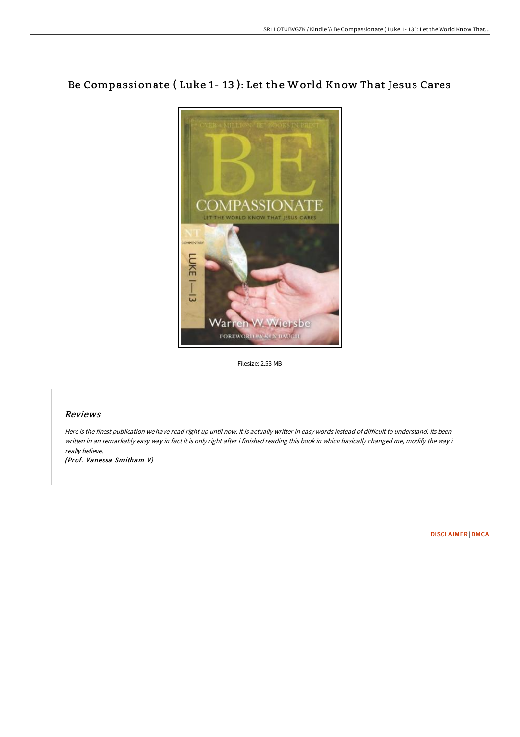# Be Compassionate ( Luke 1- 13 ): Let the World Know That Jesus Cares

Filesize: 2.53 MB

## *Reviews*

*Here is the finest publication we have read right up until now. It is actually writter in easy words instead of difficult to understand. Its been written in an remarkably easy way in fact it is only right after i finished reading this book in which basically changed me, modify the way i really believe.*

***(Prof. Vanessa Smitham V)***

DISCLAIMER | DMCA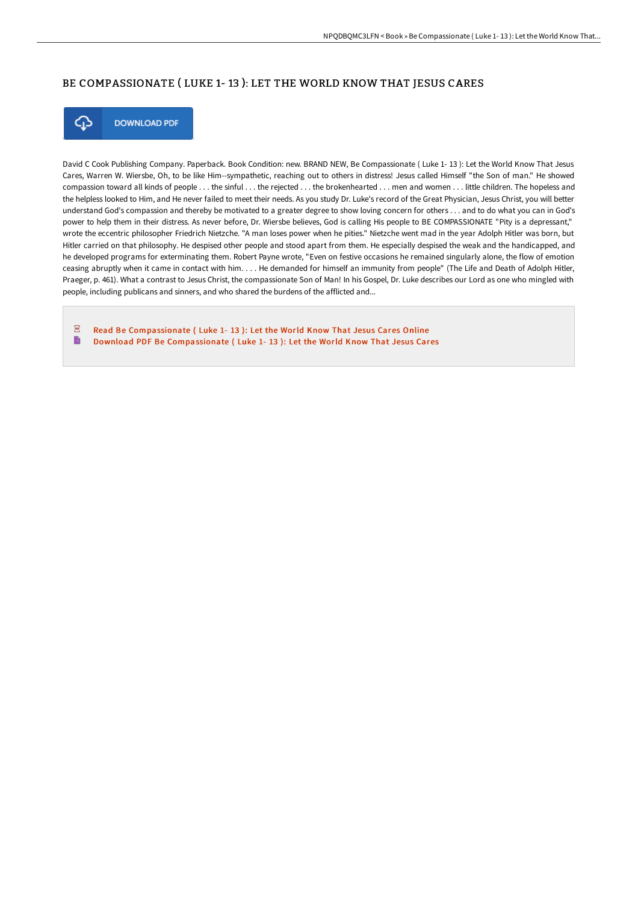## BE COMPASSIONATE ( LUKE 1- 13 ): LET THE WORLD KNOW THAT JESUS CARES

DOWNLOAD PDF

David C Cook Publishing Company. Paperback. Book Condition: new. BRAND NEW, Be Compassionate ( Luke 1- 13 ): Let the World Know That Jesus Cares, Warren W. Wiersbe, Oh, to be like Him--sympathetic, reaching out to others in distress! Jesus called Himself "the Son of man." He showed compassion toward all kinds of people . . . the sinful . . . the rejected . . . the brokenhearted . . . men and women . . . little children. The hopeless and the helpless looked to Him, and He never failed to meet their needs. As you study Dr. Luke's record of the Great Physician, Jesus Christ, you will better understand God's compassion and thereby be motivated to a greater degree to show loving concern for others . . . and to do what you can in God's power to help them in their distress. As never before, Dr. Wiersbe believes, God is calling His people to BE COMPASSIONATE "Pity is a depressant," wrote the eccentric philosopher Friedrich Nietzche. "A man loses power when he pities." Nietzche went mad in the year Adolph Hitler was born, but Hitler carried on that philosophy. He despised other people and stood apart from them. He especially despised the weak and the handicapped, and he developed programs for exterminating them. Robert Payne wrote, "Even on festive occasions he remained singularly alone, the flow of emotion ceasing abruptly when it came in contact with him. . . . He demanded for himself an immunity from people" (The Life and Death of Adolph Hitler, Praeger, p. 461). What a contrast to Jesus Christ, the compassionate Son of Man! In his Gospel, Dr. Luke describes our Lord as one who mingled with people, including publicans and sinners, and who shared the burdens of the afflicted and...

- Read Be Compassionate ( Luke 1- 13 ): Let the World Know That Jesus Cares Online
- Download PDF Be Compassionate ( Luke 1- 13 ): Let the World Know That Jesus Cares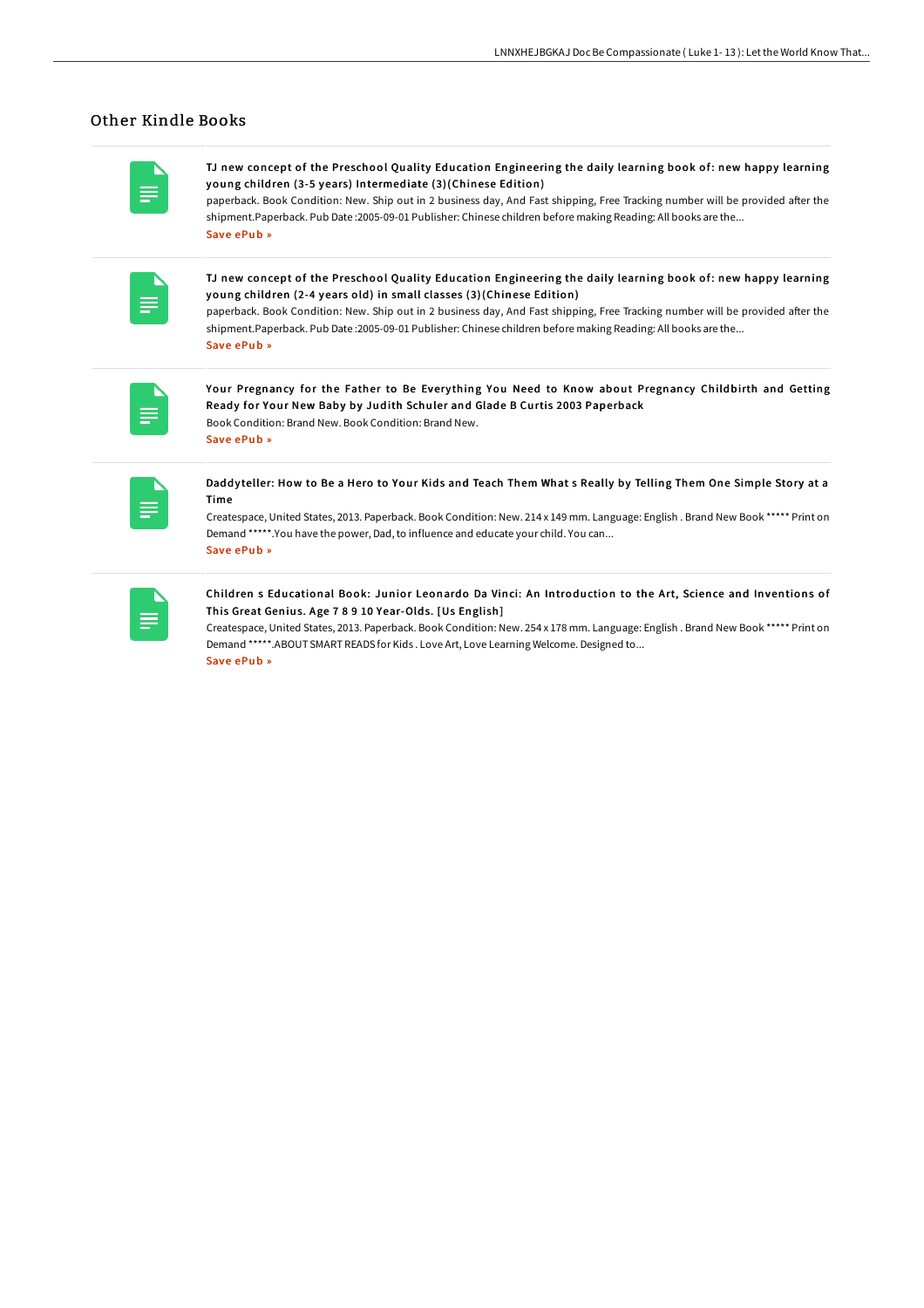## Other Kindle Books

**TJ new concept of the Preschool Quality Education Engineering the daily learning book of: new happy learning young children (3-5 years) Intermediate (3)(Chinese Edition)**

paperback. Book Condition: New. Ship out in 2 business day, And Fast shipping, Free Tracking number will be provided after the shipment.Paperback. Pub Date :2005-09-01 Publisher: Chinese children before making Reading: All books are the...

Save ePub »

**TJ new concept of the Preschool Quality Education Engineering the daily learning book of: new happy learning young children (2-4 years old) in small classes (3)(Chinese Edition)**

paperback. Book Condition: New. Ship out in 2 business day, And Fast shipping, Free Tracking number will be provided after the shipment.Paperback. Pub Date :2005-09-01 Publisher: Chinese children before making Reading: All books are the...

Save ePub »

**Your Pregnancy for the Father to Be Everything You Need to Know about Pregnancy Childbirth and Getting Ready for Your New Baby by Judith Schuler and Glade B Curtis 2003 Paperback**

Book Condition: Brand New. Book Condition: Brand New.

Save ePub »

**Daddyteller: How to Be a Hero to Your Kids and Teach Them What s Really by Telling Them One Simple Story at a Time**

Createspace, United States, 2013. Paperback. Book Condition: New. 214 x 149 mm. Language: English . Brand New Book ***** Print on Demand *****.You have the power, Dad, to influence and educate your child. You can...

Save ePub »

**Children s Educational Book: Junior Leonardo Da Vinci: An Introduction to the Art, Science and Inventions of This Great Genius. Age 7 8 9 10 Year-Olds. [Us English]**

Createspace, United States, 2013. Paperback. Book Condition: New. 254 x 178 mm. Language: English . Brand New Book ***** Print on Demand *****.ABOUT SMART READS for Kids . Love Art, Love Learning Welcome. Designed to...

Save ePub »